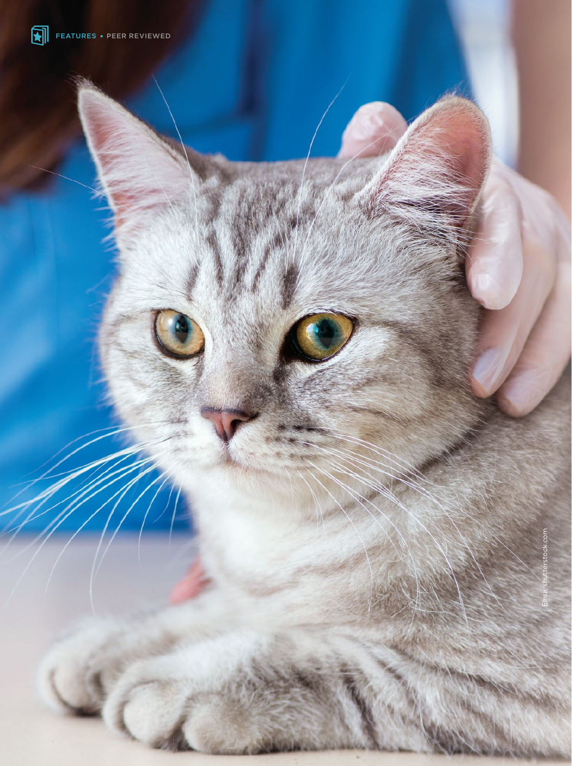FEATURES • PEER REVIEWED

Elnur/shutterstock.com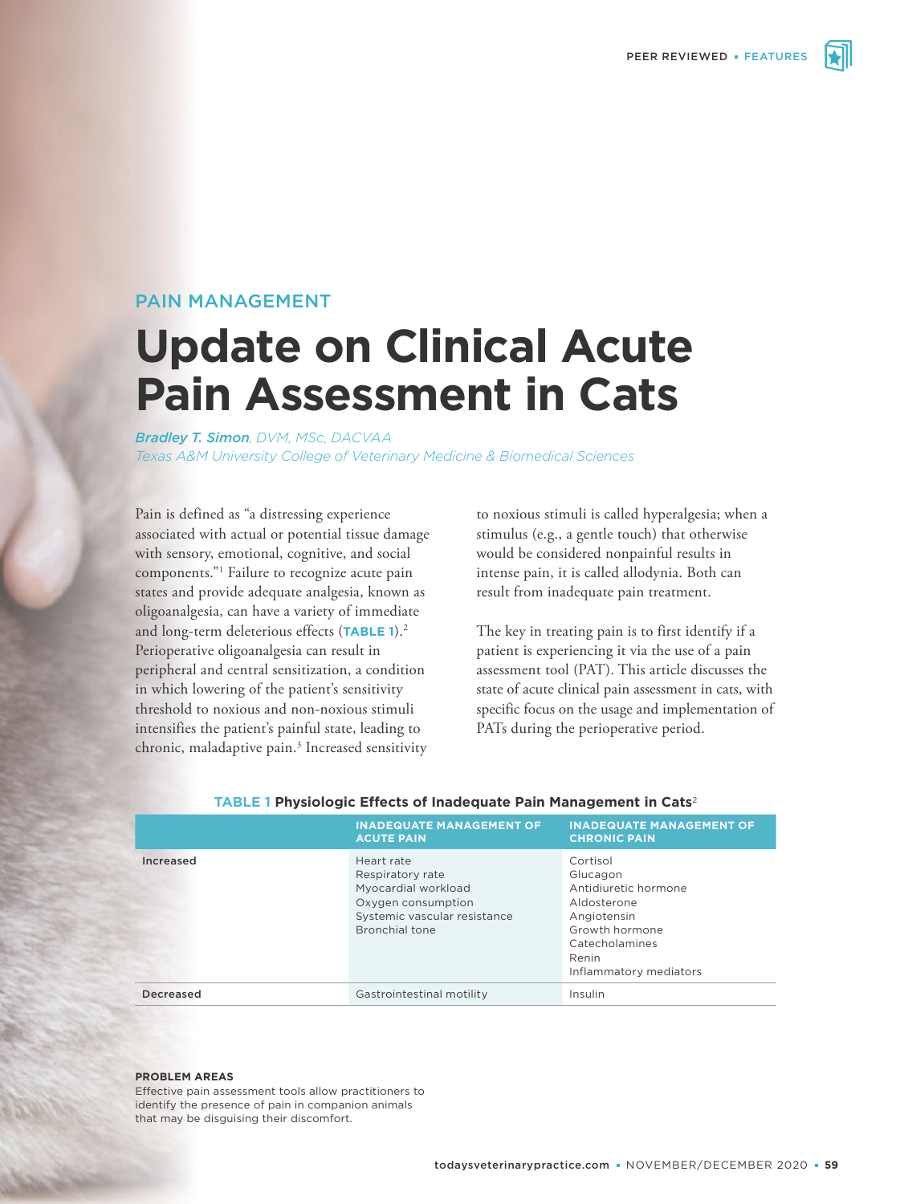PAIN MANAGEMENT

# Update on Clinical Acute Pain Assessment in Cats

*Bradley T. Simon, DVM, MSc, DACVAA*
*Texas A&M University College of Veterinary Medicine & Biomedical Sciences*

Pain is defined as "a distressing experience associated with actual or potential tissue damage with sensory, emotional, cognitive, and social components."[1] Failure to recognize acute pain states and provide adequate analgesia, known as oligoanalgesia, can have a variety of immediate and long-term deleterious effects (**TABLE 1**).[2] Perioperative oligoanalgesia can result in peripheral and central sensitization, a condition in which lowering of the patient's sensitivity threshold to noxious and non-noxious stimuli intensifies the patient's painful state, leading to chronic, maladaptive pain.[3] Increased sensitivity to noxious stimuli is called hyperalgesia; when a stimulus (e.g., a gentle touch) that otherwise would be considered nonpainful results in intense pain, it is called allodynia. Both can result from inadequate pain treatment.

The key in treating pain is to first identify if a patient is experiencing it via the use of a pain assessment tool (PAT). This article discusses the state of acute clinical pain assessment in cats, with specific focus on the usage and implementation of PATs during the perioperative period.

**TABLE 1 Physiologic Effects of Inadequate Pain Management in Cats**[2]

| | INADEQUATE MANAGEMENT OF ACUTE PAIN | INADEQUATE MANAGEMENT OF CHRONIC PAIN |
|---|---|---|
| Increased | Heart rate<br>Respiratory rate<br>Myocardial workload<br>Oxygen consumption<br>Systemic vascular resistance<br>Bronchial tone | Cortisol<br>Glucagon<br>Antidiuretic hormone<br>Aldosterone<br>Angiotensin<br>Growth hormone<br>Catecholamines<br>Renin<br>Inflammatory mediators |
| Decreased | Gastrointestinal motility | Insulin |

**PROBLEM AREAS**
Effective pain assessment tools allow practitioners to identify the presence of pain in companion animals that may be disguising their discomfort.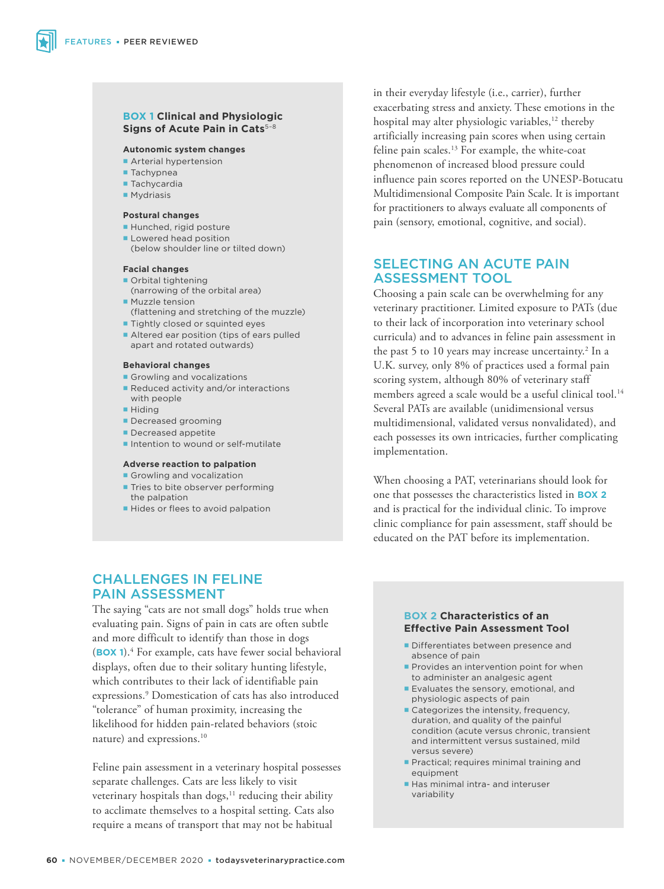### BOX 1 Clinical and Physiologic Signs of Acute Pain in Cats[5–8]

**Autonomic system changes**

- Arterial hypertension
- Tachypnea
- Tachycardia
- Mydriasis

**Postural changes**

- Hunched, rigid posture
- Lowered head position (below shoulder line or tilted down)

**Facial changes**

- Orbital tightening (narrowing of the orbital area)
- Muzzle tension (flattening and stretching of the muzzle)
- Tightly closed or squinted eyes
- Altered ear position (tips of ears pulled apart and rotated outwards)

**Behavioral changes**

- Growling and vocalizations
- Reduced activity and/or interactions with people
- Hiding
- Decreased grooming
- Decreased appetite
- Intention to wound or self-mutilate

**Adverse reaction to palpation**

- Growling and vocalization
- Tries to bite observer performing the palpation
- Hides or flees to avoid palpation

## CHALLENGES IN FELINE PAIN ASSESSMENT

The saying "cats are not small dogs" holds true when evaluating pain. Signs of pain in cats are often subtle and more difficult to identify than those in dogs (**BOX 1**).[4] For example, cats have fewer social behavioral displays, often due to their solitary hunting lifestyle, which contributes to their lack of identifiable pain expressions.[9] Domestication of cats has also introduced "tolerance" of human proximity, increasing the likelihood for hidden pain-related behaviors (stoic nature) and expressions.[10]

Feline pain assessment in a veterinary hospital possesses separate challenges. Cats are less likely to visit veterinary hospitals than dogs,[11] reducing their ability to acclimate themselves to a hospital setting. Cats also require a means of transport that may not be habitual in their everyday lifestyle (i.e., carrier), further exacerbating stress and anxiety. These emotions in the hospital may alter physiologic variables,[12] thereby artificially increasing pain scores when using certain feline pain scales.[13] For example, the white-coat phenomenon of increased blood pressure could influence pain scores reported on the UNESP-Botucatu Multidimensional Composite Pain Scale. It is important for practitioners to always evaluate all components of pain (sensory, emotional, cognitive, and social).

## SELECTING AN ACUTE PAIN ASSESSMENT TOOL

Choosing a pain scale can be overwhelming for any veterinary practitioner. Limited exposure to PATs (due to their lack of incorporation into veterinary school curricula) and to advances in feline pain assessment in the past 5 to 10 years may increase uncertainty.[2] In a U.K. survey, only 8% of practices used a formal pain scoring system, although 80% of veterinary staff members agreed a scale would be a useful clinical tool.[14] Several PATs are available (unidimensional versus multidimensional, validated versus nonvalidated), and each possesses its own intricacies, further complicating implementation.

When choosing a PAT, veterinarians should look for one that possesses the characteristics listed in **BOX 2** and is practical for the individual clinic. To improve clinic compliance for pain assessment, staff should be educated on the PAT before its implementation.

### BOX 2 Characteristics of an Effective Pain Assessment Tool

- Differentiates between presence and absence of pain
- Provides an intervention point for when to administer an analgesic agent
- Evaluates the sensory, emotional, and physiologic aspects of pain
- Categorizes the intensity, frequency, duration, and quality of the painful condition (acute versus chronic, transient and intermittent versus sustained, mild versus severe)
- Practical; requires minimal training and equipment
- Has minimal intra- and interuser variability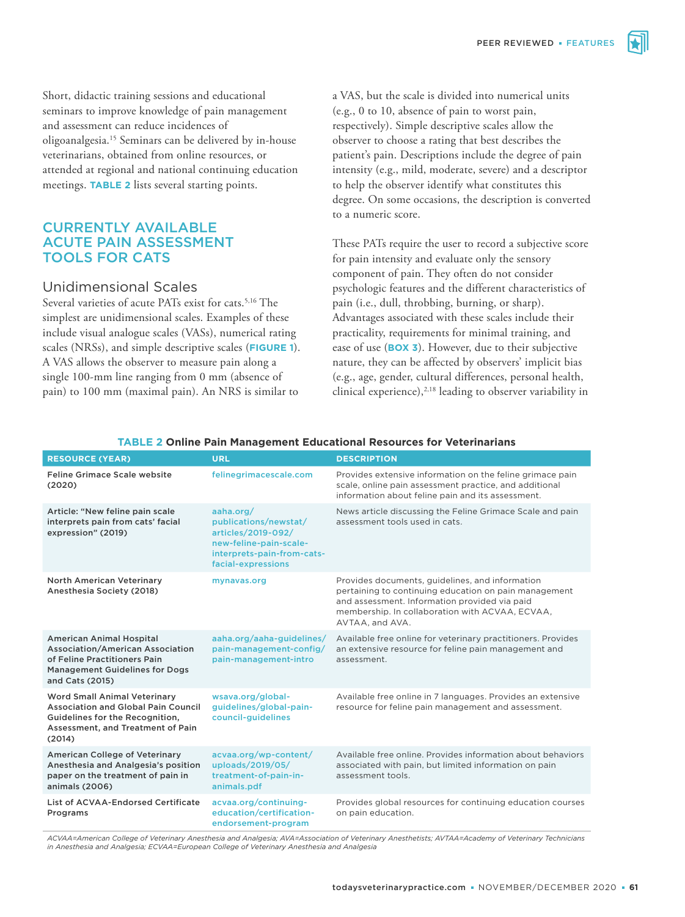Short, didactic training sessions and educational seminars to improve knowledge of pain management and assessment can reduce incidences of oligoanalgesia.[15] Seminars can be delivered by in-house veterinarians, obtained from online resources, or attended at regional and national continuing education meetings. **TABLE 2** lists several starting points.

## CURRENTLY AVAILABLE ACUTE PAIN ASSESSMENT TOOLS FOR CATS

### Unidimensional Scales

Several varieties of acute PATs exist for cats.[5,16] The simplest are unidimensional scales. Examples of these include visual analogue scales (VASs), numerical rating scales (NRSs), and simple descriptive scales (**FIGURE 1**). A VAS allows the observer to measure pain along a single 100-mm line ranging from 0 mm (absence of pain) to 100 mm (maximal pain). An NRS is similar to a VAS, but the scale is divided into numerical units (e.g., 0 to 10, absence of pain to worst pain, respectively). Simple descriptive scales allow the observer to choose a rating that best describes the patient's pain. Descriptions include the degree of pain intensity (e.g., mild, moderate, severe) and a descriptor to help the observer identify what constitutes this degree. On some occasions, the description is converted to a numeric score.

These PATs require the user to record a subjective score for pain intensity and evaluate only the sensory component of pain. They often do not consider psychologic features and the different characteristics of pain (i.e., dull, throbbing, burning, or sharp). Advantages associated with these scales include their practicality, requirements for minimal training, and ease of use (**BOX 3**). However, due to their subjective nature, they can be affected by observers' implicit bias (e.g., age, gender, cultural differences, personal health, clinical experience),[2,18] leading to observer variability in

**TABLE 2 Online Pain Management Educational Resources for Veterinarians**

| RESOURCE (YEAR) | URL | DESCRIPTION |
|---|---|---|
| Feline Grimace Scale website (2020) | felinegrimacescale.com | Provides extensive information on the feline grimace pain scale, online pain assessment practice, and additional information about feline pain and its assessment. |
| Article: "New feline pain scale interprets pain from cats' facial expression" (2019) | aaha.org/publications/newstat/articles/2019-092/new-feline-pain-scale-interprets-pain-from-cats-facial-expressions | News article discussing the Feline Grimace Scale and pain assessment tools used in cats. |
| North American Veterinary Anesthesia Society (2018) | mynavas.org | Provides documents, guidelines, and information pertaining to continuing education on pain management and assessment. Information provided via paid membership. In collaboration with ACVAA, ECVAA, AVTAA, and AVA. |
| American Animal Hospital Association/American Association of Feline Practitioners Pain Management Guidelines for Dogs and Cats (2015) | aaha.org/aaha-guidelines/pain-management-config/pain-management-intro | Available free online for veterinary practitioners. Provides an extensive resource for feline pain management and assessment. |
| Word Small Animal Veterinary Association and Global Pain Council Guidelines for the Recognition, Assessment, and Treatment of Pain (2014) | wsava.org/global-guidelines/global-pain-council-guidelines | Available free online in 7 languages. Provides an extensive resource for feline pain management and assessment. |
| American College of Veterinary Anesthesia and Analgesia's position paper on the treatment of pain in animals (2006) | acvaa.org/wp-content/uploads/2019/05/treatment-of-pain-in-animals.pdf | Available free online. Provides information about behaviors associated with pain, but limited information on pain assessment tools. |
| List of ACVAA-Endorsed Certificate Programs | acvaa.org/continuing-education/certification-endorsement-program | Provides global resources for continuing education courses on pain education. |

*ACVAA=American College of Veterinary Anesthesia and Analgesia; AVA=Association of Veterinary Anesthetists; AVTAA=Academy of Veterinary Technicians in Anesthesia and Analgesia; ECVAA=European College of Veterinary Anesthesia and Analgesia*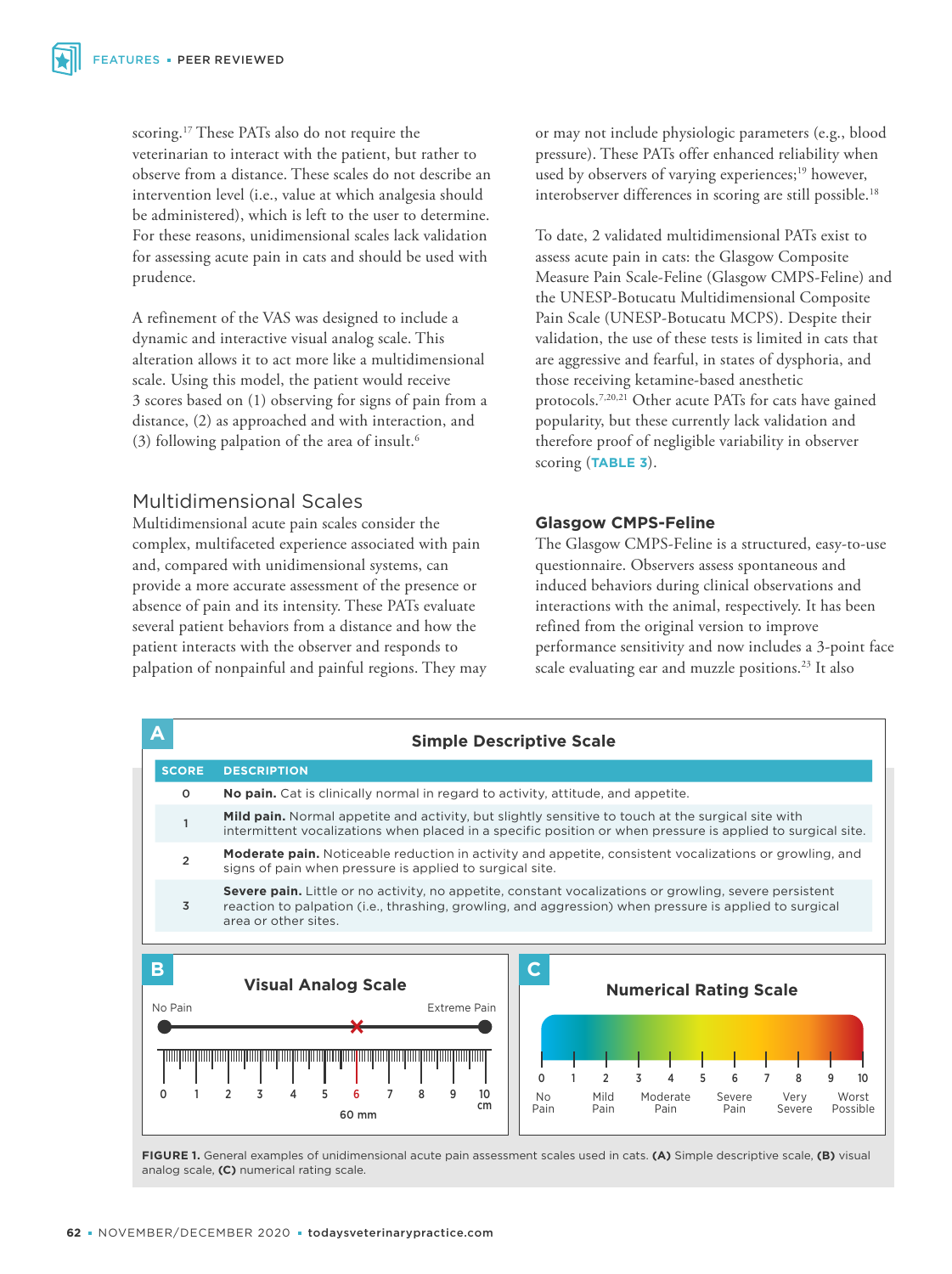scoring.[17] These PATs also do not require the veterinarian to interact with the patient, but rather to observe from a distance. These scales do not describe an intervention level (i.e., value at which analgesia should be administered), which is left to the user to determine. For these reasons, unidimensional scales lack validation for assessing acute pain in cats and should be used with prudence.

A refinement of the VAS was designed to include a dynamic and interactive visual analog scale. This alteration allows it to act more like a multidimensional scale. Using this model, the patient would receive 3 scores based on (1) observing for signs of pain from a distance, (2) as approached and with interaction, and (3) following palpation of the area of insult.[6]

## Multidimensional Scales

Multidimensional acute pain scales consider the complex, multifaceted experience associated with pain and, compared with unidimensional systems, can provide a more accurate assessment of the presence or absence of pain and its intensity. These PATs evaluate several patient behaviors from a distance and how the patient interacts with the observer and responds to palpation of nonpainful and painful regions. They may or may not include physiologic parameters (e.g., blood pressure). These PATs offer enhanced reliability when used by observers of varying experiences;[19] however, interobserver differences in scoring are still possible.[18]

To date, 2 validated multidimensional PATs exist to assess acute pain in cats: the Glasgow Composite Measure Pain Scale-Feline (Glasgow CMPS-Feline) and the UNESP-Botucatu Multidimensional Composite Pain Scale (UNESP-Botucatu MCPS). Despite their validation, the use of these tests is limited in cats that are aggressive and fearful, in states of dysphoria, and those receiving ketamine-based anesthetic protocols.[7,20,21] Other acute PATs for cats have gained popularity, but these currently lack validation and therefore proof of negligible variability in observer scoring (**TABLE 3**).

### Glasgow CMPS-Feline

The Glasgow CMPS-Feline is a structured, easy-to-use questionnaire. Observers assess spontaneous and induced behaviors during clinical observations and interactions with the animal, respectively. It has been refined from the original version to improve performance sensitivity and now includes a 3-point face scale evaluating ear and muzzle positions.[23] It also

**A — Simple Descriptive Scale**

| SCORE | DESCRIPTION |
|---|---|
| 0 | **No pain.** Cat is clinically normal in regard to activity, attitude, and appetite. |
| 1 | **Mild pain.** Normal appetite and activity, but slightly sensitive to touch at the surgical site with intermittent vocalizations when placed in a specific position or when pressure is applied to surgical site. |
| 2 | **Moderate pain.** Noticeable reduction in activity and appetite, consistent vocalizations or growling, and signs of pain when pressure is applied to surgical site. |
| 3 | **Severe pain.** Little or no activity, no appetite, constant vocalizations or growling, severe persistent reaction to palpation (i.e., thrashing, growling, and aggression) when pressure is applied to surgical area or other sites. |

**B — Visual Analog Scale**

No Pain — Extreme Pain

0 1 2 3 4 5 6 7 8 9 10 cm

60 mm

**C — Numerical Rating Scale**

| 0 | 1 | 2 | 3 | 4 | 5 | 6 | 7 | 8 | 9 | 10 |
|---|---|---|---|---|---|---|---|---|---|---|
| No Pain | | Mild Pain | | Moderate Pain | | Severe Pain | | Very Severe | | Worst Possible |

**FIGURE 1.** General examples of unidimensional acute pain assessment scales used in cats. **(A)** Simple descriptive scale, **(B)** visual analog scale, **(C)** numerical rating scale.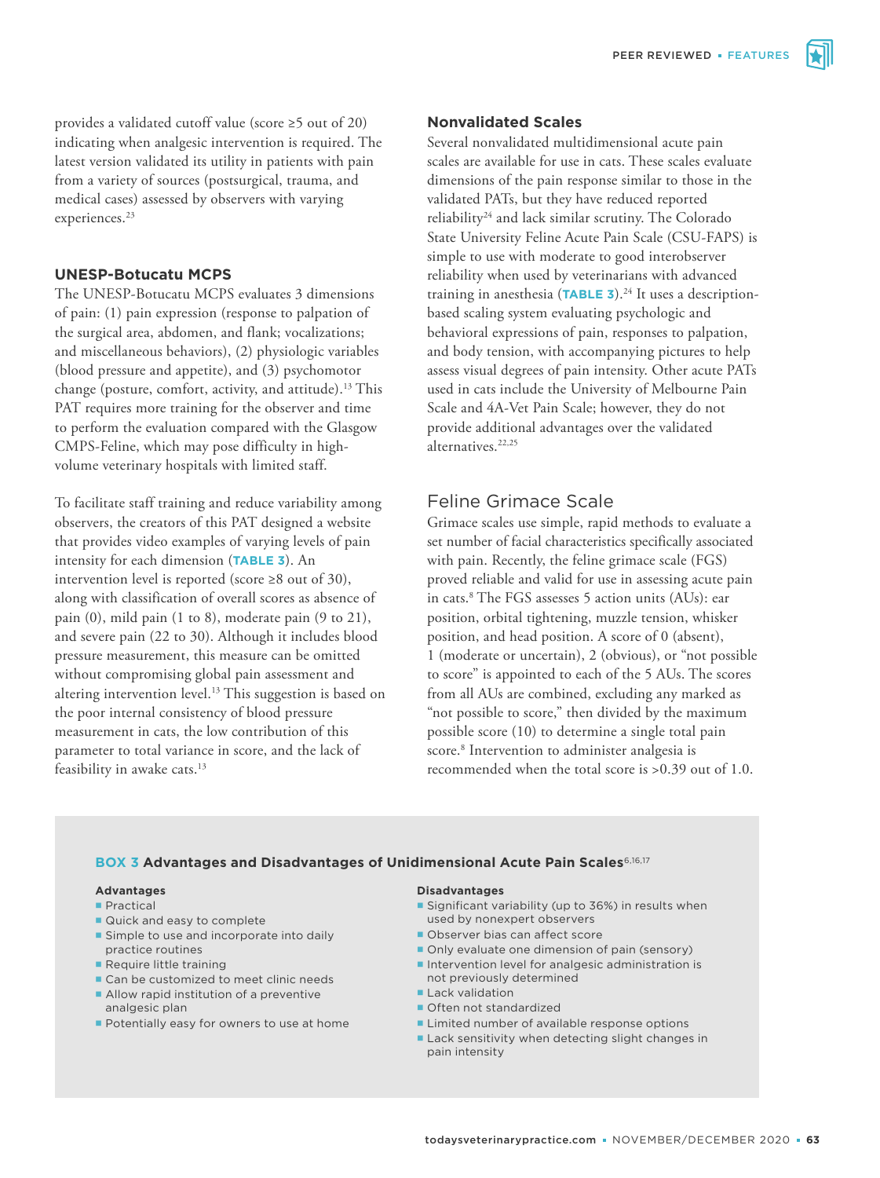provides a validated cutoff value (score ≥5 out of 20) indicating when analgesic intervention is required. The latest version validated its utility in patients with pain from a variety of sources (postsurgical, trauma, and medical cases) assessed by observers with varying experiences.[23]

### UNESP-Botucatu MCPS

The UNESP-Botucatu MCPS evaluates 3 dimensions of pain: (1) pain expression (response to palpation of the surgical area, abdomen, and flank; vocalizations; and miscellaneous behaviors), (2) physiologic variables (blood pressure and appetite), and (3) psychomotor change (posture, comfort, activity, and attitude).[13] This PAT requires more training for the observer and time to perform the evaluation compared with the Glasgow CMPS-Feline, which may pose difficulty in high-volume veterinary hospitals with limited staff.

To facilitate staff training and reduce variability among observers, the creators of this PAT designed a website that provides video examples of varying levels of pain intensity for each dimension (**TABLE 3**). An intervention level is reported (score ≥8 out of 30), along with classification of overall scores as absence of pain (0), mild pain (1 to 8), moderate pain (9 to 21), and severe pain (22 to 30). Although it includes blood pressure measurement, this measure can be omitted without compromising global pain assessment and altering intervention level.[13] This suggestion is based on the poor internal consistency of blood pressure measurement in cats, the low contribution of this parameter to total variance in score, and the lack of feasibility in awake cats.[13]

### Nonvalidated Scales

Several nonvalidated multidimensional acute pain scales are available for use in cats. These scales evaluate dimensions of the pain response similar to those in the validated PATs, but they have reduced reported reliability[24] and lack similar scrutiny. The Colorado State University Feline Acute Pain Scale (CSU-FAPS) is simple to use with moderate to good interobserver reliability when used by veterinarians with advanced training in anesthesia (**TABLE 3**).[24] It uses a description-based scaling system evaluating psychologic and behavioral expressions of pain, responses to palpation, and body tension, with accompanying pictures to help assess visual degrees of pain intensity. Other acute PATs used in cats include the University of Melbourne Pain Scale and 4A-Vet Pain Scale; however, they do not provide additional advantages over the validated alternatives.[22,25]

## Feline Grimace Scale

Grimace scales use simple, rapid methods to evaluate a set number of facial characteristics specifically associated with pain. Recently, the feline grimace scale (FGS) proved reliable and valid for use in assessing acute pain in cats.[8] The FGS assesses 5 action units (AUs): ear position, orbital tightening, muzzle tension, whisker position, and head position. A score of 0 (absent), 1 (moderate or uncertain), 2 (obvious), or "not possible to score" is appointed to each of the 5 AUs. The scores from all AUs are combined, excluding any marked as "not possible to score," then divided by the maximum possible score (10) to determine a single total pain score.[8] Intervention to administer analgesia is recommended when the total score is >0.39 out of 1.0.

---

**BOX 3 Advantages and Disadvantages of Unidimensional Acute Pain Scales**[6,16,17]

**Advantages**

- Practical
- Quick and easy to complete
- Simple to use and incorporate into daily practice routines
- Require little training
- Can be customized to meet clinic needs
- Allow rapid institution of a preventive analgesic plan
- Potentially easy for owners to use at home

**Disadvantages**

- Significant variability (up to 36%) in results when used by nonexpert observers
- Observer bias can affect score
- Only evaluate one dimension of pain (sensory)
- Intervention level for analgesic administration is not previously determined
- Lack validation
- Often not standardized
- Limited number of available response options
- Lack sensitivity when detecting slight changes in pain intensity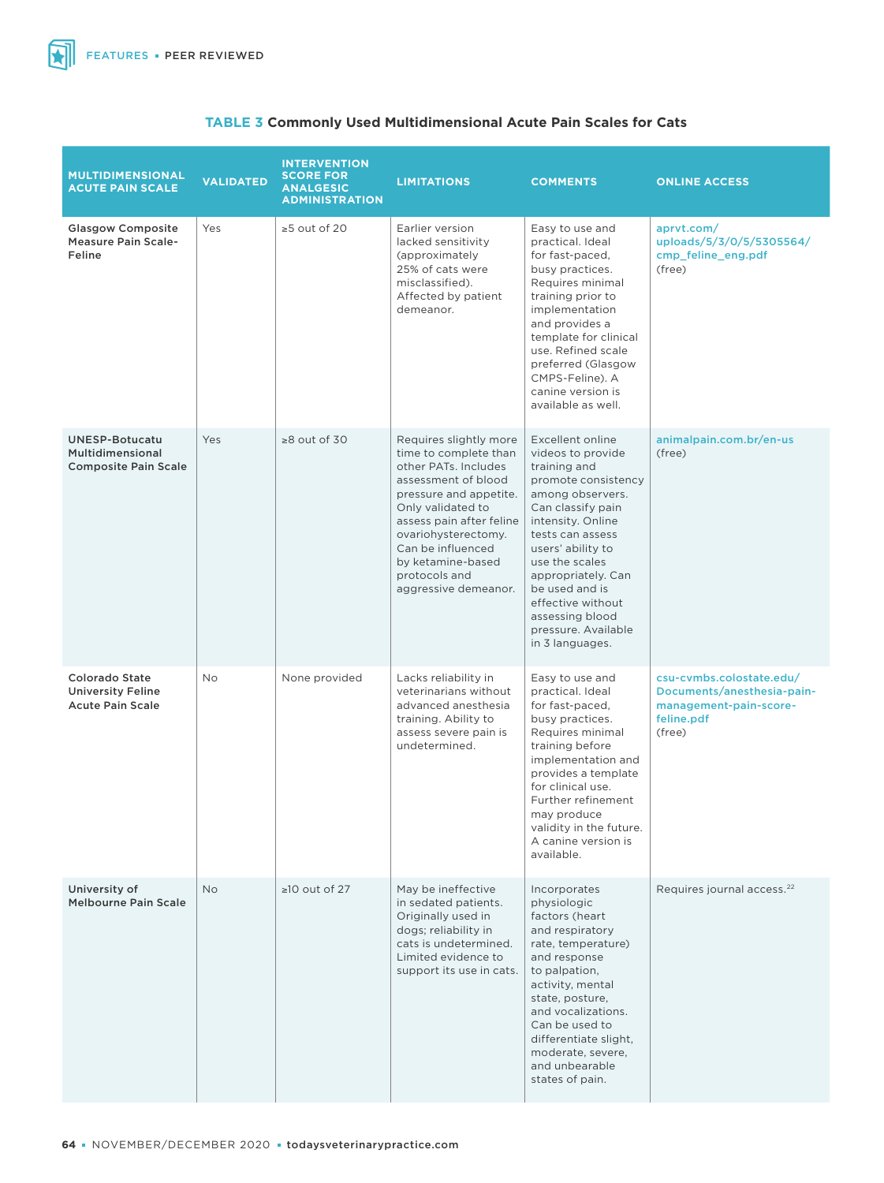**TABLE 3 Commonly Used Multidimensional Acute Pain Scales for Cats**

| MULTIDIMENSIONAL ACUTE PAIN SCALE | VALIDATED | INTERVENTION SCORE FOR ANALGESIC ADMINISTRATION | LIMITATIONS | COMMENTS | ONLINE ACCESS |
|---|---|---|---|---|---|
| **Glasgow Composite Measure Pain Scale-Feline** | Yes | ≥5 out of 20 | Earlier version lacked sensitivity (approximately 25% of cats were misclassified). Affected by patient demeanor. | Easy to use and practical. Ideal for fast-paced, busy practices. Requires minimal training prior to implementation and provides a template for clinical use. Refined scale preferred (Glasgow CMPS-Feline). A canine version is available as well. | aprvt.com/uploads/5/3/0/5/5305564/cmp_feline_eng.pdf (free) |
| **UNESP-Botucatu Multidimensional Composite Pain Scale** | Yes | ≥8 out of 30 | Requires slightly more time to complete than other PATs. Includes assessment of blood pressure and appetite. Only validated to assess pain after feline ovariohysterectomy. Can be influenced by ketamine-based protocols and aggressive demeanor. | Excellent online videos to provide training and promote consistency among observers. Can classify pain intensity. Online tests can assess users' ability to use the scales appropriately. Can be used and is effective without assessing blood pressure. Available in 3 languages. | animalpain.com.br/en-us (free) |
| **Colorado State University Feline Acute Pain Scale** | No | None provided | Lacks reliability in veterinarians without advanced anesthesia training. Ability to assess severe pain is undetermined. | Easy to use and practical. Ideal for fast-paced, busy practices. Requires minimal training before implementation and provides a template for clinical use. Further refinement may produce validity in the future. A canine version is available. | csu-cvmbs.colostate.edu/Documents/anesthesia-pain-management-pain-score-feline.pdf (free) |
| **University of Melbourne Pain Scale** | No | ≥10 out of 27 | May be ineffective in sedated patients. Originally used in dogs; reliability in cats is undetermined. Limited evidence to support its use in cats. | Incorporates physiologic factors (heart and respiratory rate, temperature) and response to palpation, activity, mental state, posture, and vocalizations. Can be used to differentiate slight, moderate, severe, and unbearable states of pain. | Requires journal access.[22] |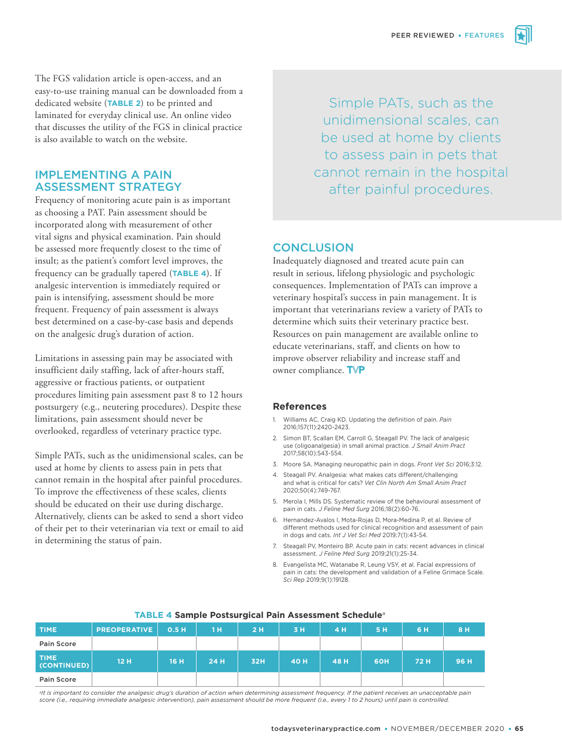The FGS validation article is open-access, and an easy-to-use training manual can be downloaded from a dedicated website (**TABLE 2**) to be printed and laminated for everyday clinical use. An online video that discusses the utility of the FGS in clinical practice is also available to watch on the website.

## IMPLEMENTING A PAIN ASSESSMENT STRATEGY

Frequency of monitoring acute pain is as important as choosing a PAT. Pain assessment should be incorporated along with measurement of other vital signs and physical examination. Pain should be assessed more frequently closest to the time of insult; as the patient's comfort level improves, the frequency can be gradually tapered (**TABLE 4**). If analgesic intervention is immediately required or pain is intensifying, assessment should be more frequent. Frequency of pain assessment is always best determined on a case-by-case basis and depends on the analgesic drug's duration of action.

Limitations in assessing pain may be associated with insufficient daily staffing, lack of after-hours staff, aggressive or fractious patients, or outpatient procedures limiting pain assessment past 8 to 12 hours postsurgery (e.g., neutering procedures). Despite these limitations, pain assessment should never be overlooked, regardless of veterinary practice type.

Simple PATs, such as the unidimensional scales, can be used at home by clients to assess pain in pets that cannot remain in the hospital after painful procedures. To improve the effectiveness of these scales, clients should be educated on their use during discharge. Alternatively, clients can be asked to send a short video of their pet to their veterinarian via text or email to aid in determining the status of pain.

> Simple PATs, such as the unidimensional scales, can be used at home by clients to assess pain in pets that cannot remain in the hospital after painful procedures.

## CONCLUSION

Inadequately diagnosed and treated acute pain can result in serious, lifelong physiologic and psychologic consequences. Implementation of PATs can improve a veterinary hospital's success in pain management. It is important that veterinarians review a variety of PATs to determine which suits their veterinary practice best. Resources on pain management are available online to educate veterinarians, staff, and clients on how to improve observer reliability and increase staff and owner compliance. TVP

### References

1. Williams AC, Craig KD. Updating the definition of pain. *Pain* 2016;157(11):2420-2423.
2. Simon BT, Scallan EM, Carroll G, Steagall PV. The lack of analgesic use (oligoanalgesia) in small animal practice. *J Small Anim Pract* 2017;58(10):543-554.
3. Moore SA. Managing neuropathic pain in dogs. *Front Vet Sci* 2016;3:12.
4. Steagall PV. Analgesia: what makes cats different/challenging and what is critical for cats? *Vet Clin North Am Small Anim Pract* 2020;50(4):749-767.
5. Merola I, Mills DS. Systematic review of the behavioural assessment of pain in cats. *J Feline Med Surg* 2016;18(2):60-76.
6. Hernandez-Avalos I, Mota-Rojas D, Mora-Medina P, et al. Review of different methods used for clinical recognition and assessment of pain in dogs and cats. *Int J Vet Sci Med* 2019;7(1):43-54.
7. Steagall PV, Monteiro BP. Acute pain in cats: recent advances in clinical assessment. *J Feline Med Surg* 2019;21(1):25-34.
8. Evangelista MC, Watanabe R, Leung VSY, et al. Facial expressions of pain in cats: the development and validation of a Feline Grimace Scale. *Sci Rep* 2019;9(1):19128.

**TABLE 4 Sample Postsurgical Pain Assessment Schedule**[a]

| TIME | PREOPERATIVE | 0.5 H | 1 H | 2 H | 3 H | 4 H | 5 H | 6 H | 8 H |
|---|---|---|---|---|---|---|---|---|---|
| Pain Score | | | | | | | | | |
| **TIME (CONTINUED)** | **12 H** | **16 H** | **24 H** | **32H** | **40 H** | **48 H** | **60H** | **72 H** | **96 H** |
| Pain Score | | | | | | | | | |

[a]*It is important to consider the analgesic drug's duration of action when determining assessment frequency. If the patient receives an unacceptable pain score (i.e., requiring immediate analgesic intervention), pain assessment should be more frequent (i.e., every 1 to 2 hours) until pain is controlled.*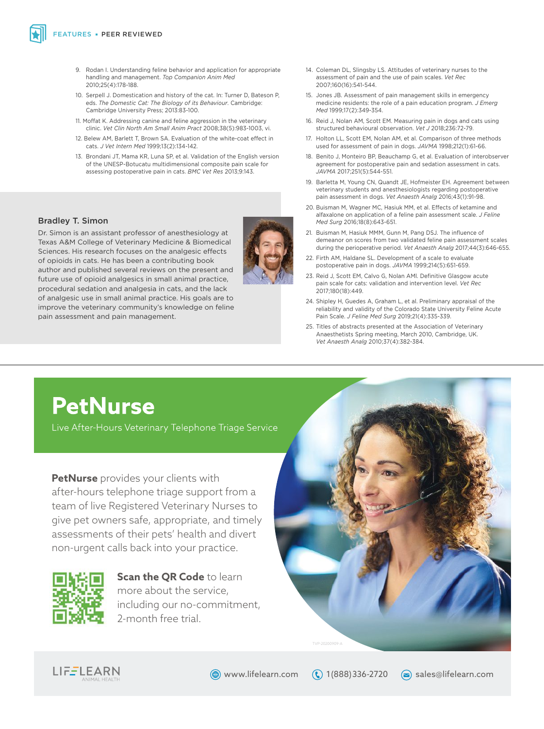9. Rodan I. Understanding feline behavior and application for appropriate handling and management. *Top Companion Anim Med* 2010;25(4):178-188.
10. Serpell J. Domestication and history of the cat. In: Turner D, Bateson P, eds. *The Domestic Cat: The Biology of its Behaviour*. Cambridge: Cambridge University Press; 2013:83-100.
11. Moffat K. Addressing canine and feline aggression in the veterinary clinic. *Vet Clin North Am Small Anim Pract* 2008;38(5):983-1003, vi.
12. Belew AM, Barlett T, Brown SA. Evaluation of the white-coat effect in cats. *J Vet Intern Med* 1999;13(2):134-142.
13. Brondani JT, Mama KR, Luna SP, et al. Validation of the English version of the UNESP-Botucatu multidimensional composite pain scale for assessing postoperative pain in cats. *BMC Vet Res* 2013;9:143.
14. Coleman DL, Slingsby LS. Attitudes of veterinary nurses to the assessment of pain and the use of pain scales. *Vet Rec* 2007;160(16):541-544.
15. Jones JB. Assessment of pain management skills in emergency medicine residents: the role of a pain education program. *J Emerg Med* 1999;17(2):349-354.
16. Reid J, Nolan AM, Scott EM. Measuring pain in dogs and cats using structured behavioural observation. *Vet J* 2018;236:72-79.
17. Holton LL, Scott EM, Nolan AM, et al. Comparison of three methods used for assessment of pain in dogs. *JAVMA* 1998;212(1):61-66.
18. Benito J, Monteiro BP, Beauchamp G, et al. Evaluation of interobserver agreement for postoperative pain and sedation assessment in cats. *JAVMA* 2017;251(5):544-551.
19. Barletta M, Young CN, Quandt JE, Hofmeister EH. Agreement between veterinary students and anesthesiologists regarding postoperative pain assessment in dogs. *Vet Anaesth Analg* 2016;43(1):91-98.
20. Buisman M, Wagner MC, Hasiuk MM, et al. Effects of ketamine and alfaxalone on application of a feline pain assessment scale. *J Feline Med Surg* 2016;18(8):643-651.
21. Buisman M, Hasiuk MMM, Gunn M, Pang DSJ. The influence of demeanor on scores from two validated feline pain assessment scales during the perioperative period. *Vet Anaesth Analg* 2017;44(3):646-655.
22. Firth AM, Haldane SL. Development of a scale to evaluate postoperative pain in dogs. *JAVMA* 1999;214(5):651-659.
23. Reid J, Scott EM, Calvo G, Nolan AMI. Definitive Glasgow acute pain scale for cats: validation and intervention level. *Vet Rec* 2017;180(18):449.
24. Shipley H, Guedes A, Graham L, et al. Preliminary appraisal of the reliability and validity of the Colorado State University Feline Acute Pain Scale. *J Feline Med Surg* 2019;21(4):335-339.
25. Titles of abstracts presented at the Association of Veterinary Anaesthetists Spring meeting, March 2010, Cambridge, UK. *Vet Anaesth Analg* 2010;37(4):382-384.

### Bradley T. Simon

Dr. Simon is an assistant professor of anesthesiology at Texas A&M College of Veterinary Medicine & Biomedical Sciences. His research focuses on the analgesic effects of opioids in cats. He has been a contributing book author and published several reviews on the present and future use of opioid analgesics in small animal practice, procedural sedation and analgesia in cats, and the lack of analgesic use in small animal practice. His goals are to improve the veterinary community's knowledge on feline pain assessment and pain management.

# PetNurse

Live After-Hours Veterinary Telephone Triage Service

**PetNurse** provides your clients with after-hours telephone triage support from a team of live Registered Veterinary Nurses to give pet owners safe, appropriate, and timely assessments of their pets' health and divert non-urgent calls back into your practice.

**Scan the QR Code** to learn more about the service, including our no-commitment, 2-month free trial.

TVP-20200909-A

LIFELEARN ANIMAL HEALTH

www.lifelearn.com 1(888)336-2720 sales@lifelearn.com